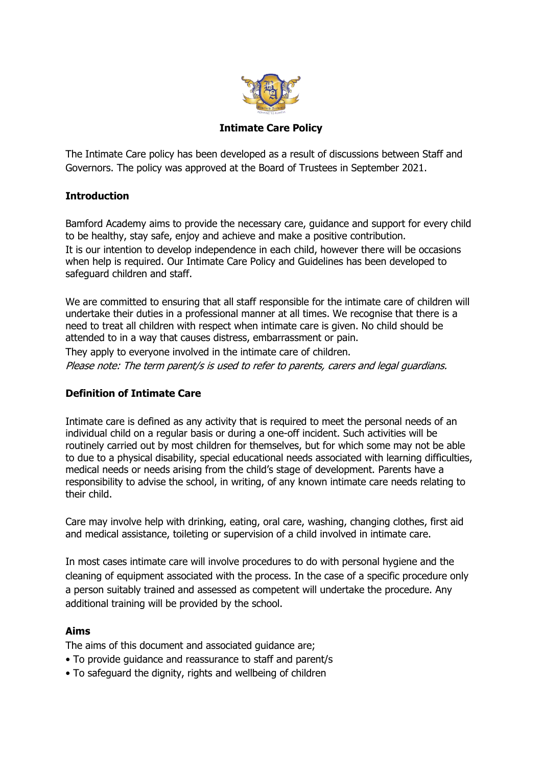# Intimate Care Policy

The Intimate Care policy has been developed as a result of discussions between Staff and Governors. The policy was approved at the Board of Trustees in September 2021.

## Introduction

Bamford Academy aims to provide the necessary care, guidance and support for every child to be healthy, stay safe, enjoy and achieve and make a positive contribution.
It is our intention to develop independence in each child, however there will be occasions when help is required. Our Intimate Care Policy and Guidelines has been developed to safeguard children and staff.

We are committed to ensuring that all staff responsible for the intimate care of children will undertake their duties in a professional manner at all times. We recognise that there is a need to treat all children with respect when intimate care is given. No child should be attended to in a way that causes distress, embarrassment or pain.
They apply to everyone involved in the intimate care of children.
*Please note: The term parent/s is used to refer to parents, carers and legal guardians.*

## Definition of Intimate Care

Intimate care is defined as any activity that is required to meet the personal needs of an individual child on a regular basis or during a one-off incident. Such activities will be routinely carried out by most children for themselves, but for which some may not be able to due to a physical disability, special educational needs associated with learning difficulties, medical needs or needs arising from the child's stage of development. Parents have a responsibility to advise the school, in writing, of any known intimate care needs relating to their child.

Care may involve help with drinking, eating, oral care, washing, changing clothes, first aid and medical assistance, toileting or supervision of a child involved in intimate care.

In most cases intimate care will involve procedures to do with personal hygiene and the cleaning of equipment associated with the process. In the case of a specific procedure only a person suitably trained and assessed as competent will undertake the procedure. Any additional training will be provided by the school.

## Aims

The aims of this document and associated guidance are;

- To provide guidance and reassurance to staff and parent/s
- To safeguard the dignity, rights and wellbeing of children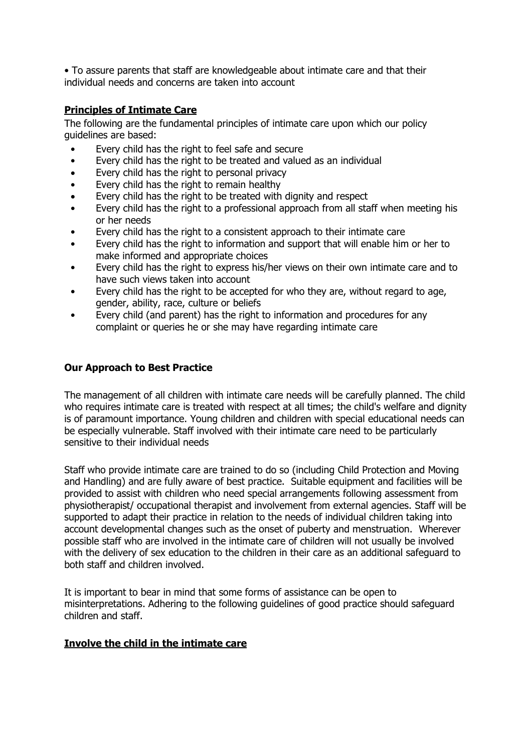• To assure parents that staff are knowledgeable about intimate care and that their individual needs and concerns are taken into account

## Principles of Intimate Care

The following are the fundamental principles of intimate care upon which our policy guidelines are based:

- Every child has the right to feel safe and secure
- Every child has the right to be treated and valued as an individual
- Every child has the right to personal privacy
- Every child has the right to remain healthy
- Every child has the right to be treated with dignity and respect
- Every child has the right to a professional approach from all staff when meeting his or her needs
- Every child has the right to a consistent approach to their intimate care
- Every child has the right to information and support that will enable him or her to make informed and appropriate choices
- Every child has the right to express his/her views on their own intimate care and to have such views taken into account
- Every child has the right to be accepted for who they are, without regard to age, gender, ability, race, culture or beliefs
- Every child (and parent) has the right to information and procedures for any complaint or queries he or she may have regarding intimate care

## Our Approach to Best Practice

The management of all children with intimate care needs will be carefully planned. The child who requires intimate care is treated with respect at all times; the child's welfare and dignity is of paramount importance. Young children and children with special educational needs can be especially vulnerable. Staff involved with their intimate care need to be particularly sensitive to their individual needs

Staff who provide intimate care are trained to do so (including Child Protection and Moving and Handling) and are fully aware of best practice. Suitable equipment and facilities will be provided to assist with children who need special arrangements following assessment from physiotherapist/ occupational therapist and involvement from external agencies. Staff will be supported to adapt their practice in relation to the needs of individual children taking into account developmental changes such as the onset of puberty and menstruation. Wherever possible staff who are involved in the intimate care of children will not usually be involved with the delivery of sex education to the children in their care as an additional safeguard to both staff and children involved.

It is important to bear in mind that some forms of assistance can be open to misinterpretations. Adhering to the following guidelines of good practice should safeguard children and staff.

## Involve the child in the intimate care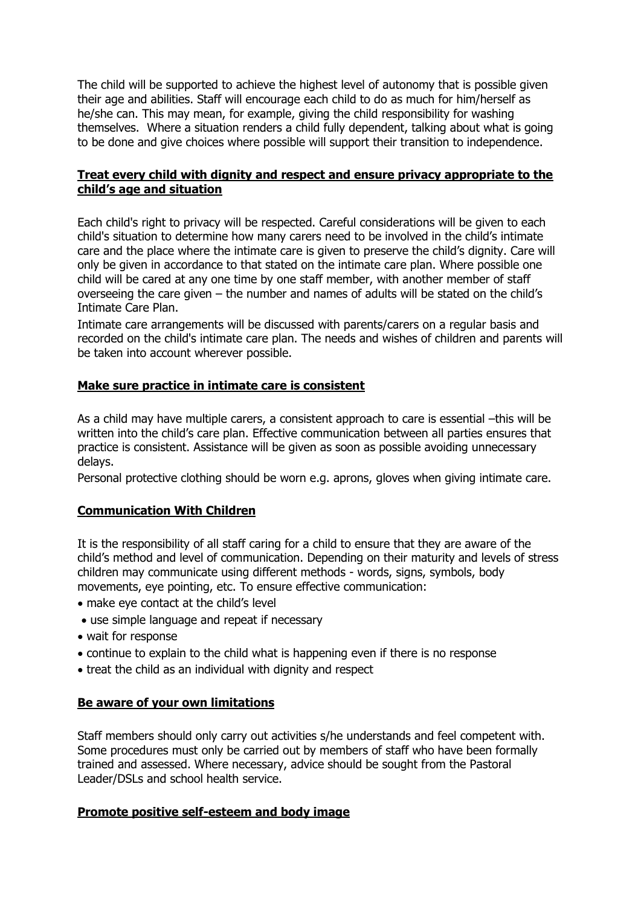The child will be supported to achieve the highest level of autonomy that is possible given their age and abilities. Staff will encourage each child to do as much for him/herself as he/she can. This may mean, for example, giving the child responsibility for washing themselves. Where a situation renders a child fully dependent, talking about what is going to be done and give choices where possible will support their transition to independence.

**Treat every child with dignity and respect and ensure privacy appropriate to the child's age and situation**

Each child's right to privacy will be respected. Careful considerations will be given to each child's situation to determine how many carers need to be involved in the child's intimate care and the place where the intimate care is given to preserve the child's dignity. Care will only be given in accordance to that stated on the intimate care plan. Where possible one child will be cared at any one time by one staff member, with another member of staff overseeing the care given – the number and names of adults will be stated on the child's Intimate Care Plan.

Intimate care arrangements will be discussed with parents/carers on a regular basis and recorded on the child's intimate care plan. The needs and wishes of children and parents will be taken into account wherever possible.

**Make sure practice in intimate care is consistent**

As a child may have multiple carers, a consistent approach to care is essential –this will be written into the child's care plan. Effective communication between all parties ensures that practice is consistent. Assistance will be given as soon as possible avoiding unnecessary delays.

Personal protective clothing should be worn e.g. aprons, gloves when giving intimate care.

**Communication With Children**

It is the responsibility of all staff caring for a child to ensure that they are aware of the child's method and level of communication. Depending on their maturity and levels of stress children may communicate using different methods - words, signs, symbols, body movements, eye pointing, etc. To ensure effective communication:

- make eye contact at the child's level
- use simple language and repeat if necessary
- wait for response
- continue to explain to the child what is happening even if there is no response
- treat the child as an individual with dignity and respect

**Be aware of your own limitations**

Staff members should only carry out activities s/he understands and feel competent with. Some procedures must only be carried out by members of staff who have been formally trained and assessed. Where necessary, advice should be sought from the Pastoral Leader/DSLs and school health service.

**Promote positive self-esteem and body image**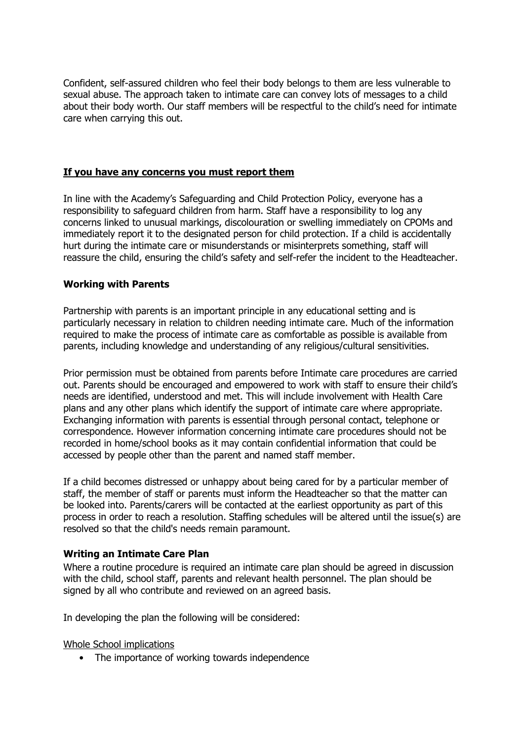Confident, self-assured children who feel their body belongs to them are less vulnerable to sexual abuse. The approach taken to intimate care can convey lots of messages to a child about their body worth. Our staff members will be respectful to the child's need for intimate care when carrying this out.

## **If you have any concerns you must report them**

In line with the Academy's Safeguarding and Child Protection Policy, everyone has a responsibility to safeguard children from harm. Staff have a responsibility to log any concerns linked to unusual markings, discolouration or swelling immediately on CPOMs and immediately report it to the designated person for child protection. If a child is accidentally hurt during the intimate care or misunderstands or misinterprets something, staff will reassure the child, ensuring the child's safety and self-refer the incident to the Headteacher.

## Working with Parents

Partnership with parents is an important principle in any educational setting and is particularly necessary in relation to children needing intimate care. Much of the information required to make the process of intimate care as comfortable as possible is available from parents, including knowledge and understanding of any religious/cultural sensitivities.

Prior permission must be obtained from parents before Intimate care procedures are carried out. Parents should be encouraged and empowered to work with staff to ensure their child's needs are identified, understood and met. This will include involvement with Health Care plans and any other plans which identify the support of intimate care where appropriate. Exchanging information with parents is essential through personal contact, telephone or correspondence. However information concerning intimate care procedures should not be recorded in home/school books as it may contain confidential information that could be accessed by people other than the parent and named staff member.

If a child becomes distressed or unhappy about being cared for by a particular member of staff, the member of staff or parents must inform the Headteacher so that the matter can be looked into. Parents/carers will be contacted at the earliest opportunity as part of this process in order to reach a resolution. Staffing schedules will be altered until the issue(s) are resolved so that the child's needs remain paramount.

## Writing an Intimate Care Plan

Where a routine procedure is required an intimate care plan should be agreed in discussion with the child, school staff, parents and relevant health personnel. The plan should be signed by all who contribute and reviewed on an agreed basis.

In developing the plan the following will be considered:

Whole School implications

- The importance of working towards independence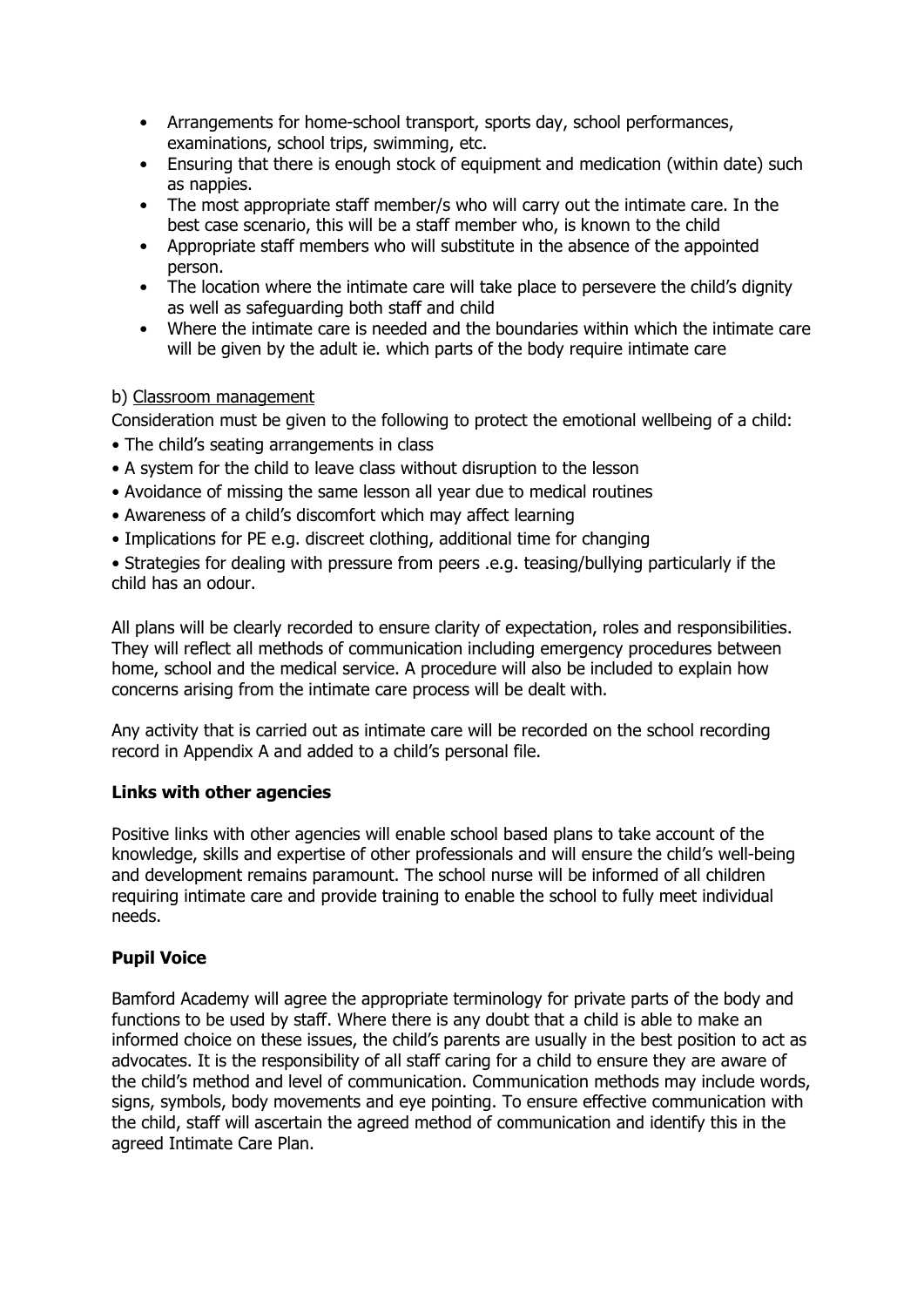- Arrangements for home-school transport, sports day, school performances, examinations, school trips, swimming, etc.
- Ensuring that there is enough stock of equipment and medication (within date) such as nappies.
- The most appropriate staff member/s who will carry out the intimate care. In the best case scenario, this will be a staff member who, is known to the child
- Appropriate staff members who will substitute in the absence of the appointed person.
- The location where the intimate care will take place to persevere the child's dignity as well as safeguarding both staff and child
- Where the intimate care is needed and the boundaries within which the intimate care will be given by the adult ie. which parts of the body require intimate care

b) <u>Classroom management</u>

Consideration must be given to the following to protect the emotional wellbeing of a child:

- The child's seating arrangements in class
- A system for the child to leave class without disruption to the lesson
- Avoidance of missing the same lesson all year due to medical routines
- Awareness of a child's discomfort which may affect learning
- Implications for PE e.g. discreet clothing, additional time for changing
- Strategies for dealing with pressure from peers .e.g. teasing/bullying particularly if the child has an odour.

All plans will be clearly recorded to ensure clarity of expectation, roles and responsibilities. They will reflect all methods of communication including emergency procedures between home, school and the medical service. A procedure will also be included to explain how concerns arising from the intimate care process will be dealt with.

Any activity that is carried out as intimate care will be recorded on the school recording record in Appendix A and added to a child's personal file.

**Links with other agencies**

Positive links with other agencies will enable school based plans to take account of the knowledge, skills and expertise of other professionals and will ensure the child's well-being and development remains paramount. The school nurse will be informed of all children requiring intimate care and provide training to enable the school to fully meet individual needs.

**Pupil Voice**

Bamford Academy will agree the appropriate terminology for private parts of the body and functions to be used by staff. Where there is any doubt that a child is able to make an informed choice on these issues, the child's parents are usually in the best position to act as advocates. It is the responsibility of all staff caring for a child to ensure they are aware of the child's method and level of communication. Communication methods may include words, signs, symbols, body movements and eye pointing. To ensure effective communication with the child, staff will ascertain the agreed method of communication and identify this in the agreed Intimate Care Plan.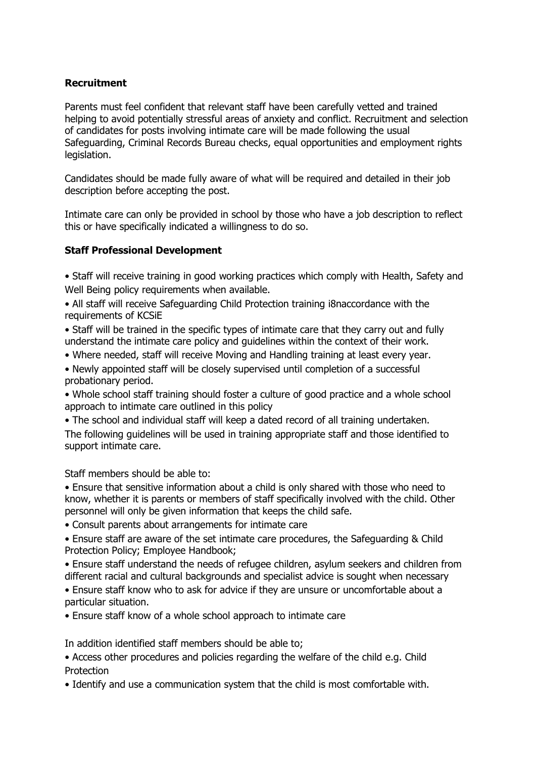**Recruitment**

Parents must feel confident that relevant staff have been carefully vetted and trained helping to avoid potentially stressful areas of anxiety and conflict. Recruitment and selection of candidates for posts involving intimate care will be made following the usual Safeguarding, Criminal Records Bureau checks, equal opportunities and employment rights legislation.

Candidates should be made fully aware of what will be required and detailed in their job description before accepting the post.

Intimate care can only be provided in school by those who have a job description to reflect this or have specifically indicated a willingness to do so.

**Staff Professional Development**

- Staff will receive training in good working practices which comply with Health, Safety and Well Being policy requirements when available.
- All staff will receive Safeguarding Child Protection training i8naccordance with the requirements of KCSiE
- Staff will be trained in the specific types of intimate care that they carry out and fully understand the intimate care policy and guidelines within the context of their work.
- Where needed, staff will receive Moving and Handling training at least every year.
- Newly appointed staff will be closely supervised until completion of a successful probationary period.
- Whole school staff training should foster a culture of good practice and a whole school approach to intimate care outlined in this policy
- The school and individual staff will keep a dated record of all training undertaken.

The following guidelines will be used in training appropriate staff and those identified to support intimate care.

Staff members should be able to:

- Ensure that sensitive information about a child is only shared with those who need to know, whether it is parents or members of staff specifically involved with the child. Other personnel will only be given information that keeps the child safe.
- Consult parents about arrangements for intimate care
- Ensure staff are aware of the set intimate care procedures, the Safeguarding & Child Protection Policy; Employee Handbook;
- Ensure staff understand the needs of refugee children, asylum seekers and children from different racial and cultural backgrounds and specialist advice is sought when necessary
- Ensure staff know who to ask for advice if they are unsure or uncomfortable about a particular situation.
- Ensure staff know of a whole school approach to intimate care

In addition identified staff members should be able to;

- Access other procedures and policies regarding the welfare of the child e.g. Child Protection
- Identify and use a communication system that the child is most comfortable with.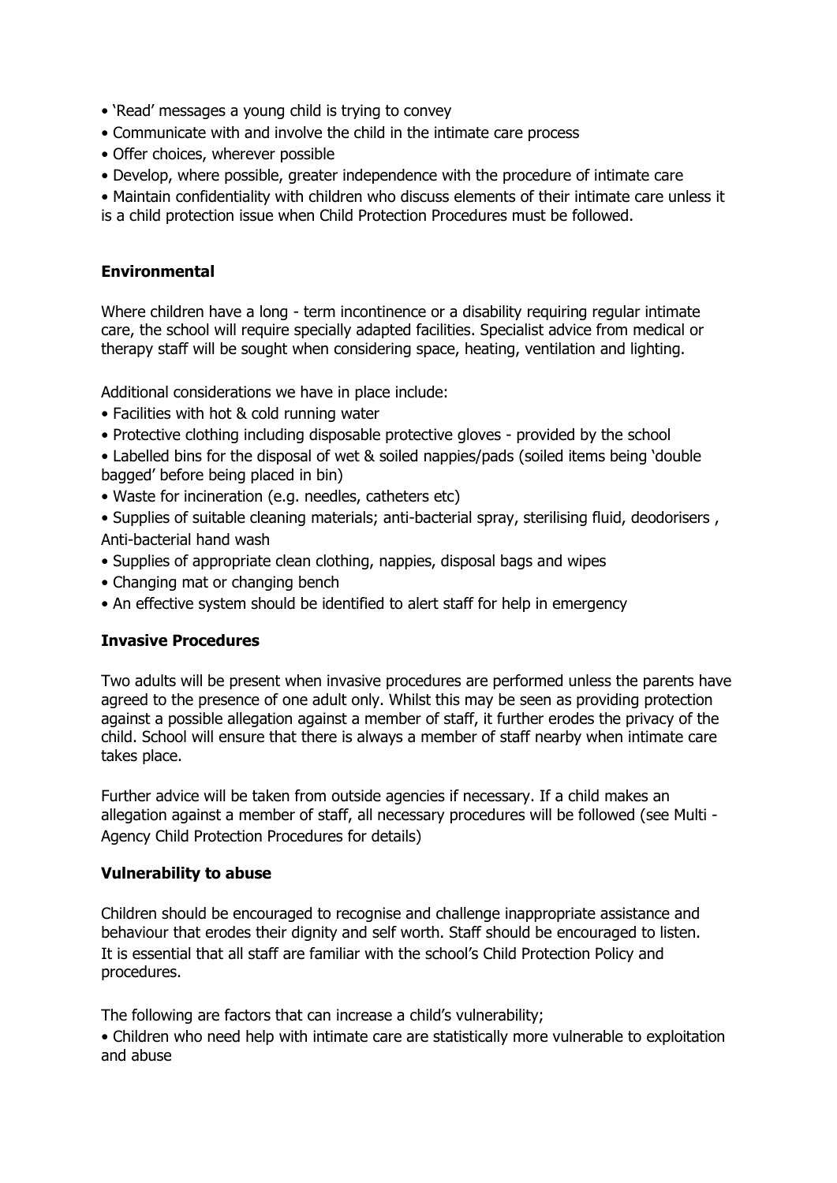- 'Read' messages a young child is trying to convey
- Communicate with and involve the child in the intimate care process
- Offer choices, wherever possible
- Develop, where possible, greater independence with the procedure of intimate care
- Maintain confidentiality with children who discuss elements of their intimate care unless it is a child protection issue when Child Protection Procedures must be followed.

**Environmental**

Where children have a long - term incontinence or a disability requiring regular intimate care, the school will require specially adapted facilities. Specialist advice from medical or therapy staff will be sought when considering space, heating, ventilation and lighting.

Additional considerations we have in place include:

- Facilities with hot & cold running water
- Protective clothing including disposable protective gloves - provided by the school
- Labelled bins for the disposal of wet & soiled nappies/pads (soiled items being 'double bagged' before being placed in bin)
- Waste for incineration (e.g. needles, catheters etc)
- Supplies of suitable cleaning materials; anti-bacterial spray, sterilising fluid, deodorisers , Anti-bacterial hand wash
- Supplies of appropriate clean clothing, nappies, disposal bags and wipes
- Changing mat or changing bench
- An effective system should be identified to alert staff for help in emergency

**Invasive Procedures**

Two adults will be present when invasive procedures are performed unless the parents have agreed to the presence of one adult only. Whilst this may be seen as providing protection against a possible allegation against a member of staff, it further erodes the privacy of the child. School will ensure that there is always a member of staff nearby when intimate care takes place.

Further advice will be taken from outside agencies if necessary. If a child makes an allegation against a member of staff, all necessary procedures will be followed (see Multi - Agency Child Protection Procedures for details)

**Vulnerability to abuse**

Children should be encouraged to recognise and challenge inappropriate assistance and behaviour that erodes their dignity and self worth. Staff should be encouraged to listen. It is essential that all staff are familiar with the school's Child Protection Policy and procedures.

The following are factors that can increase a child's vulnerability;

- Children who need help with intimate care are statistically more vulnerable to exploitation and abuse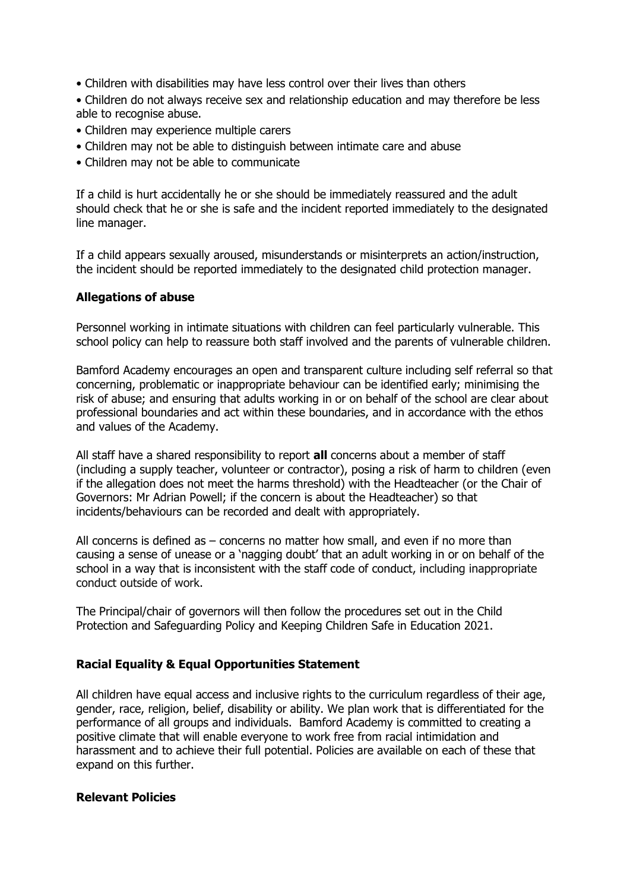- Children with disabilities may have less control over their lives than others
- Children do not always receive sex and relationship education and may therefore be less able to recognise abuse.
- Children may experience multiple carers
- Children may not be able to distinguish between intimate care and abuse
- Children may not be able to communicate

If a child is hurt accidentally he or she should be immediately reassured and the adult should check that he or she is safe and the incident reported immediately to the designated line manager.

If a child appears sexually aroused, misunderstands or misinterprets an action/instruction, the incident should be reported immediately to the designated child protection manager.

**Allegations of abuse**

Personnel working in intimate situations with children can feel particularly vulnerable. This school policy can help to reassure both staff involved and the parents of vulnerable children.

Bamford Academy encourages an open and transparent culture including self referral so that concerning, problematic or inappropriate behaviour can be identified early; minimising the risk of abuse; and ensuring that adults working in or on behalf of the school are clear about professional boundaries and act within these boundaries, and in accordance with the ethos and values of the Academy.

All staff have a shared responsibility to report **all** concerns about a member of staff (including a supply teacher, volunteer or contractor), posing a risk of harm to children (even if the allegation does not meet the harms threshold) with the Headteacher (or the Chair of Governors: Mr Adrian Powell; if the concern is about the Headteacher) so that incidents/behaviours can be recorded and dealt with appropriately.

All concerns is defined as – concerns no matter how small, and even if no more than causing a sense of unease or a 'nagging doubt' that an adult working in or on behalf of the school in a way that is inconsistent with the staff code of conduct, including inappropriate conduct outside of work.

The Principal/chair of governors will then follow the procedures set out in the Child Protection and Safeguarding Policy and Keeping Children Safe in Education 2021.

**Racial Equality & Equal Opportunities Statement**

All children have equal access and inclusive rights to the curriculum regardless of their age, gender, race, religion, belief, disability or ability. We plan work that is differentiated for the performance of all groups and individuals. Bamford Academy is committed to creating a positive climate that will enable everyone to work free from racial intimidation and harassment and to achieve their full potential. Policies are available on each of these that expand on this further.

**Relevant Policies**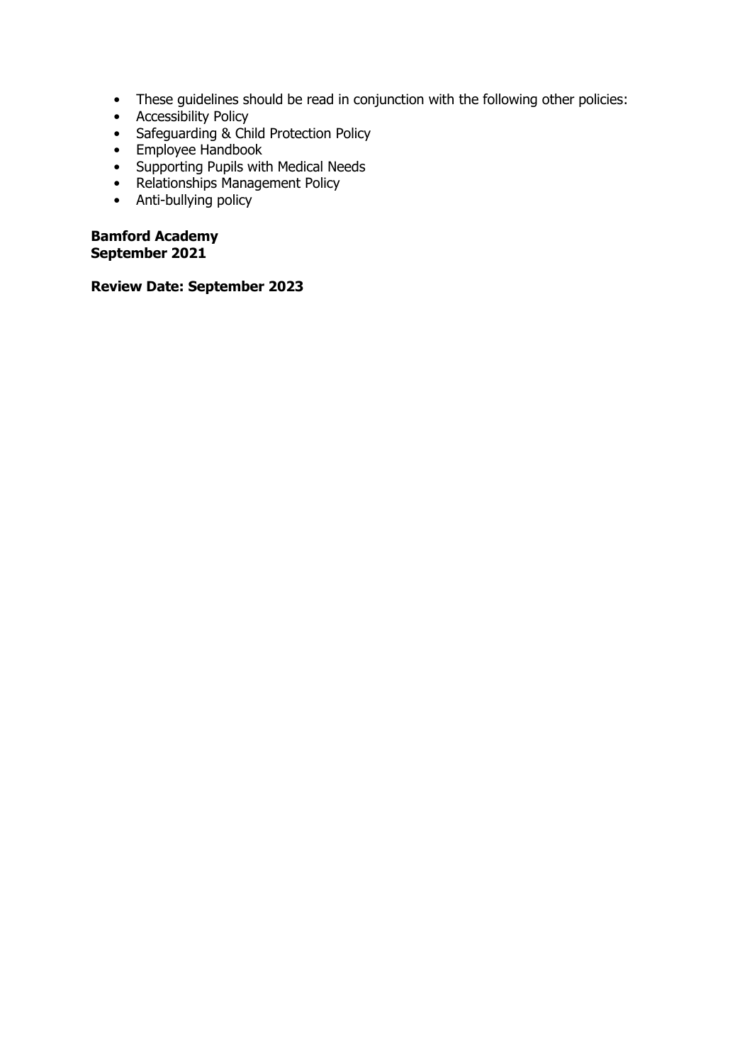- These guidelines should be read in conjunction with the following other policies:
- Accessibility Policy
- Safeguarding & Child Protection Policy
- Employee Handbook
- Supporting Pupils with Medical Needs
- Relationships Management Policy
- Anti-bullying policy

**Bamford Academy**
**September 2021**

**Review Date: September 2023**